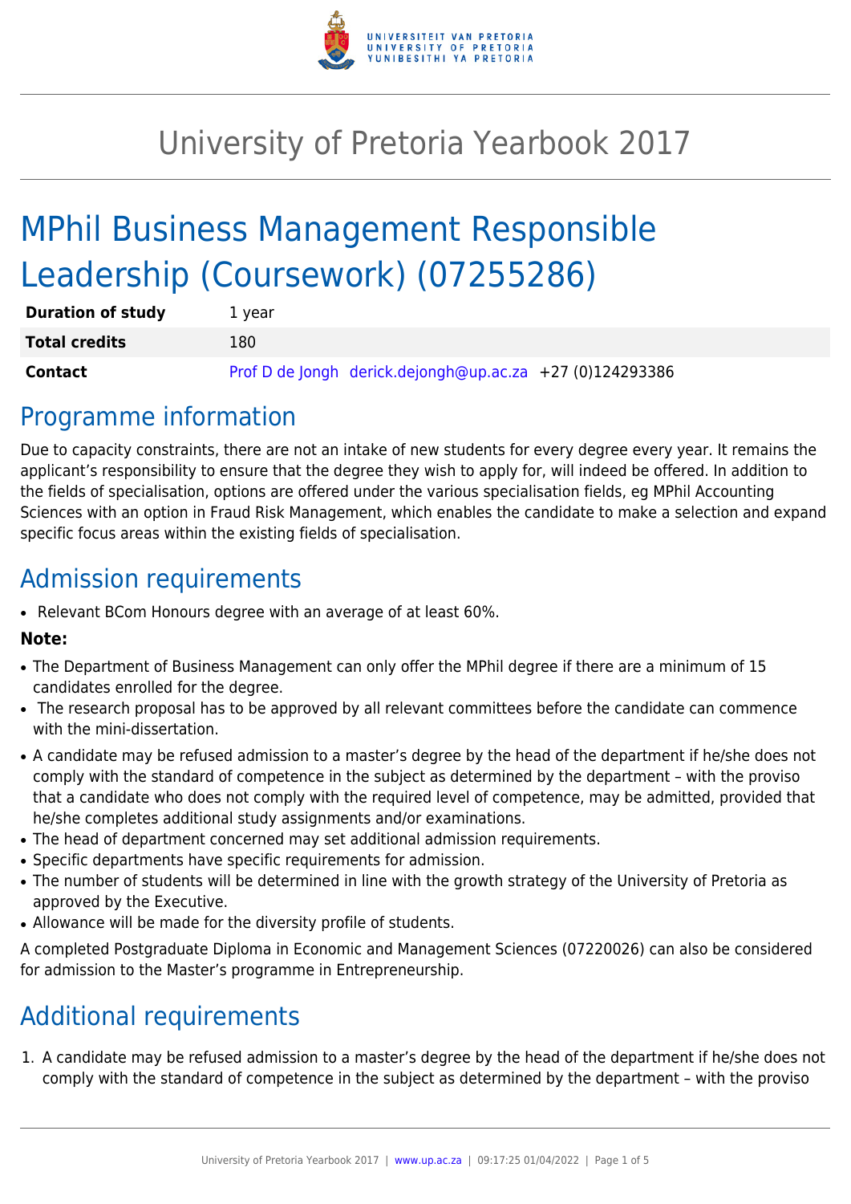# University of Pretoria Yearbook 2017

## MPhil Business Management Responsible Leadership (Coursework) (07255286)

| | |
|---|---|
| **Duration of study** | 1 year |
| **Total credits** | 180 |
| **Contact** | Prof D de Jongh derick.dejongh@up.ac.za +27 (0)124293386 |

## Programme information

Due to capacity constraints, there are not an intake of new students for every degree every year. It remains the applicant's responsibility to ensure that the degree they wish to apply for, will indeed be offered. In addition to the fields of specialisation, options are offered under the various specialisation fields, eg MPhil Accounting Sciences with an option in Fraud Risk Management, which enables the candidate to make a selection and expand specific focus areas within the existing fields of specialisation.

## Admission requirements

- Relevant BCom Honours degree with an average of at least 60%.

**Note:**

- The Department of Business Management can only offer the MPhil degree if there are a minimum of 15 candidates enrolled for the degree.
- The research proposal has to be approved by all relevant committees before the candidate can commence with the mini-dissertation.
- A candidate may be refused admission to a master's degree by the head of the department if he/she does not comply with the standard of competence in the subject as determined by the department – with the proviso that a candidate who does not comply with the required level of competence, may be admitted, provided that he/she completes additional study assignments and/or examinations.
- The head of department concerned may set additional admission requirements.
- Specific departments have specific requirements for admission.
- The number of students will be determined in line with the growth strategy of the University of Pretoria as approved by the Executive.
- Allowance will be made for the diversity profile of students.

A completed Postgraduate Diploma in Economic and Management Sciences (07220026) can also be considered for admission to the Master's programme in Entrepreneurship.

## Additional requirements

1. A candidate may be refused admission to a master's degree by the head of the department if he/she does not comply with the standard of competence in the subject as determined by the department – with the proviso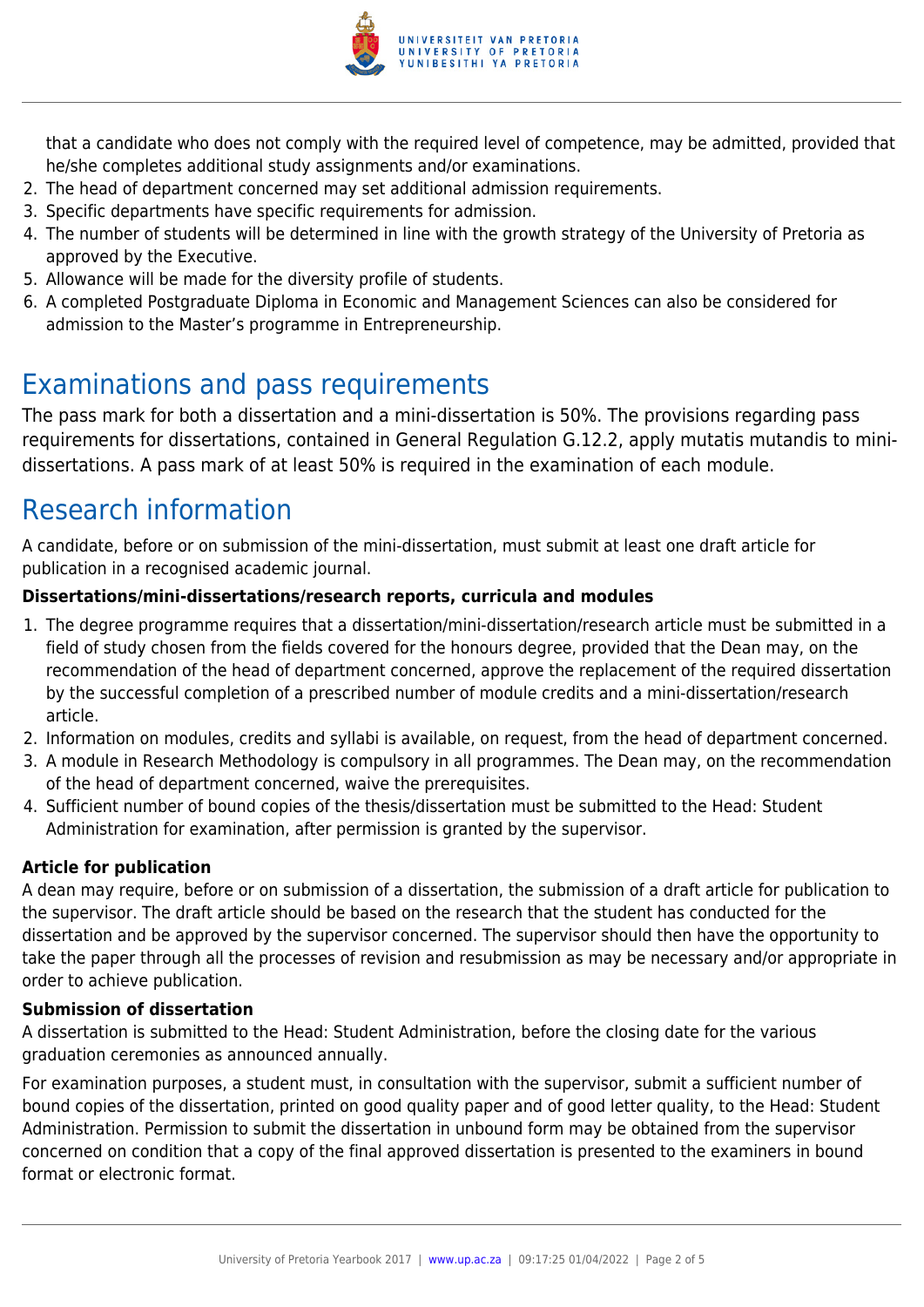that a candidate who does not comply with the required level of competence, may be admitted, provided that he/she completes additional study assignments and/or examinations.
2. The head of department concerned may set additional admission requirements.
3. Specific departments have specific requirements for admission.
4. The number of students will be determined in line with the growth strategy of the University of Pretoria as approved by the Executive.
5. Allowance will be made for the diversity profile of students.
6. A completed Postgraduate Diploma in Economic and Management Sciences can also be considered for admission to the Master's programme in Entrepreneurship.

# Examinations and pass requirements

The pass mark for both a dissertation and a mini-dissertation is 50%. The provisions regarding pass requirements for dissertations, contained in General Regulation G.12.2, apply mutatis mutandis to mini-dissertations. A pass mark of at least 50% is required in the examination of each module.

# Research information

A candidate, before or on submission of the mini-dissertation, must submit at least one draft article for publication in a recognised academic journal.

**Dissertations/mini-dissertations/research reports, curricula and modules**

1. The degree programme requires that a dissertation/mini-dissertation/research article must be submitted in a field of study chosen from the fields covered for the honours degree, provided that the Dean may, on the recommendation of the head of department concerned, approve the replacement of the required dissertation by the successful completion of a prescribed number of module credits and a mini-dissertation/research article.
2. Information on modules, credits and syllabi is available, on request, from the head of department concerned.
3. A module in Research Methodology is compulsory in all programmes. The Dean may, on the recommendation of the head of department concerned, waive the prerequisites.
4. Sufficient number of bound copies of the thesis/dissertation must be submitted to the Head: Student Administration for examination, after permission is granted by the supervisor.

**Article for publication**

A dean may require, before or on submission of a dissertation, the submission of a draft article for publication to the supervisor. The draft article should be based on the research that the student has conducted for the dissertation and be approved by the supervisor concerned. The supervisor should then have the opportunity to take the paper through all the processes of revision and resubmission as may be necessary and/or appropriate in order to achieve publication.

**Submission of dissertation**

A dissertation is submitted to the Head: Student Administration, before the closing date for the various graduation ceremonies as announced annually.

For examination purposes, a student must, in consultation with the supervisor, submit a sufficient number of bound copies of the dissertation, printed on good quality paper and of good letter quality, to the Head: Student Administration. Permission to submit the dissertation in unbound form may be obtained from the supervisor concerned on condition that a copy of the final approved dissertation is presented to the examiners in bound format or electronic format.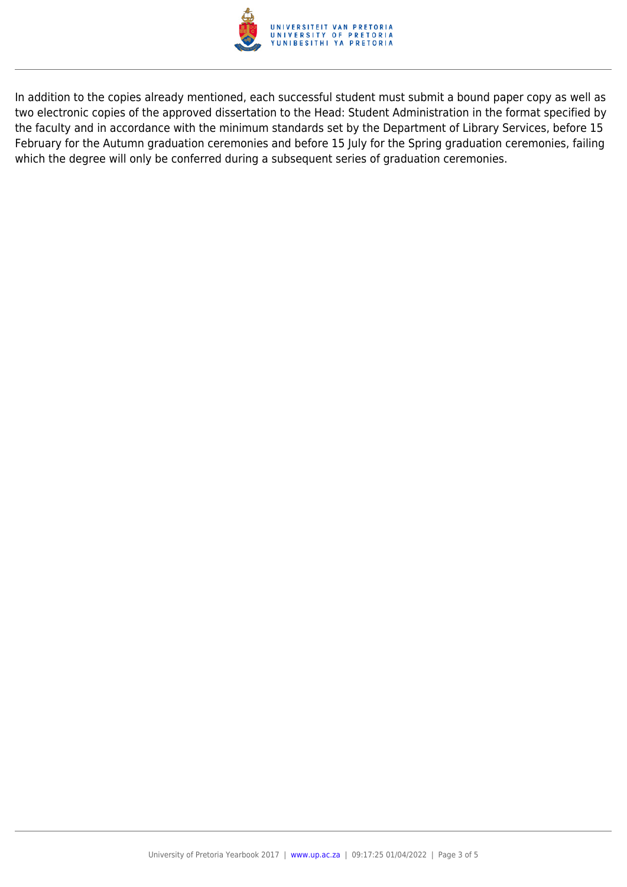In addition to the copies already mentioned, each successful student must submit a bound paper copy as well as two electronic copies of the approved dissertation to the Head: Student Administration in the format specified by the faculty and in accordance with the minimum standards set by the Department of Library Services, before 15 February for the Autumn graduation ceremonies and before 15 July for the Spring graduation ceremonies, failing which the degree will only be conferred during a subsequent series of graduation ceremonies.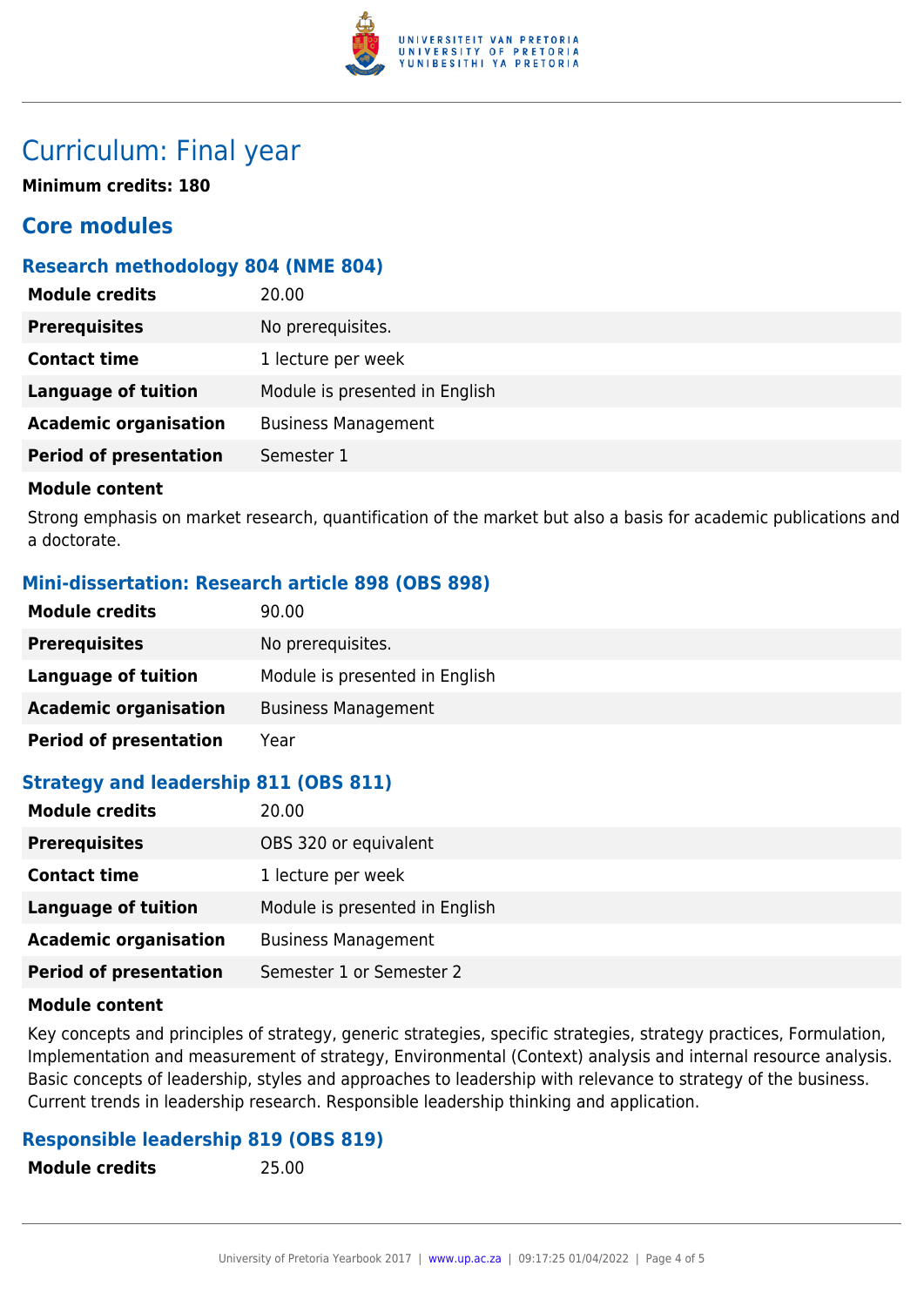# Curriculum: Final year

**Minimum credits: 180**

## Core modules

### Research methodology 804 (NME 804)

| | |
|---|---|
| **Module credits** | 20.00 |
| **Prerequisites** | No prerequisites. |
| **Contact time** | 1 lecture per week |
| **Language of tuition** | Module is presented in English |
| **Academic organisation** | Business Management |
| **Period of presentation** | Semester 1 |

**Module content**

Strong emphasis on market research, quantification of the market but also a basis for academic publications and a doctorate.

### Mini-dissertation: Research article 898 (OBS 898)

| | |
|---|---|
| **Module credits** | 90.00 |
| **Prerequisites** | No prerequisites. |
| **Language of tuition** | Module is presented in English |
| **Academic organisation** | Business Management |
| **Period of presentation** | Year |

### Strategy and leadership 811 (OBS 811)

| | |
|---|---|
| **Module credits** | 20.00 |
| **Prerequisites** | OBS 320 or equivalent |
| **Contact time** | 1 lecture per week |
| **Language of tuition** | Module is presented in English |
| **Academic organisation** | Business Management |
| **Period of presentation** | Semester 1 or Semester 2 |

**Module content**

Key concepts and principles of strategy, generic strategies, specific strategies, strategy practices, Formulation, Implementation and measurement of strategy, Environmental (Context) analysis and internal resource analysis. Basic concepts of leadership, styles and approaches to leadership with relevance to strategy of the business. Current trends in leadership research. Responsible leadership thinking and application.

### Responsible leadership 819 (OBS 819)

| | |
|---|---|
| **Module credits** | 25.00 |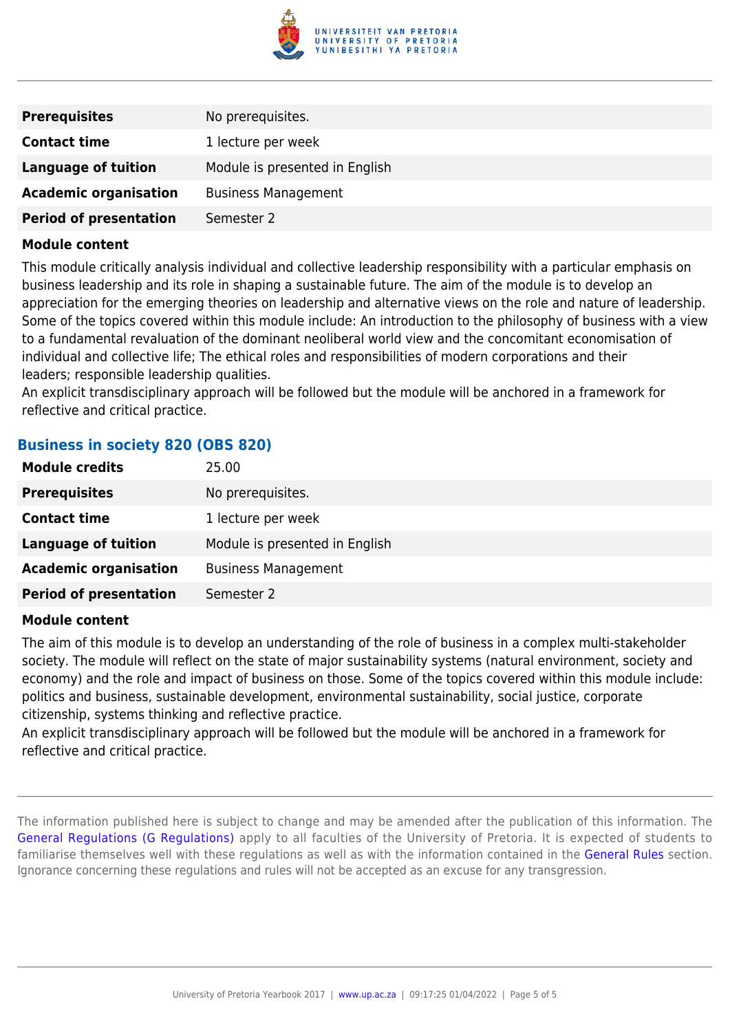| | |
|---|---|
| **Prerequisites** | No prerequisites. |
| **Contact time** | 1 lecture per week |
| **Language of tuition** | Module is presented in English |
| **Academic organisation** | Business Management |
| **Period of presentation** | Semester 2 |

**Module content**

This module critically analysis individual and collective leadership responsibility with a particular emphasis on business leadership and its role in shaping a sustainable future. The aim of the module is to develop an appreciation for the emerging theories on leadership and alternative views on the role and nature of leadership. Some of the topics covered within this module include: An introduction to the philosophy of business with a view to a fundamental revaluation of the dominant neoliberal world view and the concomitant economisation of individual and collective life; The ethical roles and responsibilities of modern corporations and their leaders; responsible leadership qualities.
An explicit transdisciplinary approach will be followed but the module will be anchored in a framework for reflective and critical practice.

### Business in society 820 (OBS 820)

| | |
|---|---|
| **Module credits** | 25.00 |
| **Prerequisites** | No prerequisites. |
| **Contact time** | 1 lecture per week |
| **Language of tuition** | Module is presented in English |
| **Academic organisation** | Business Management |
| **Period of presentation** | Semester 2 |

**Module content**

The aim of this module is to develop an understanding of the role of business in a complex multi-stakeholder society. The module will reflect on the state of major sustainability systems (natural environment, society and economy) and the role and impact of business on those. Some of the topics covered within this module include: politics and business, sustainable development, environmental sustainability, social justice, corporate citizenship, systems thinking and reflective practice.
An explicit transdisciplinary approach will be followed but the module will be anchored in a framework for reflective and critical practice.

The information published here is subject to change and may be amended after the publication of this information. The General Regulations (G Regulations) apply to all faculties of the University of Pretoria. It is expected of students to familiarise themselves well with these regulations as well as with the information contained in the General Rules section. Ignorance concerning these regulations and rules will not be accepted as an excuse for any transgression.